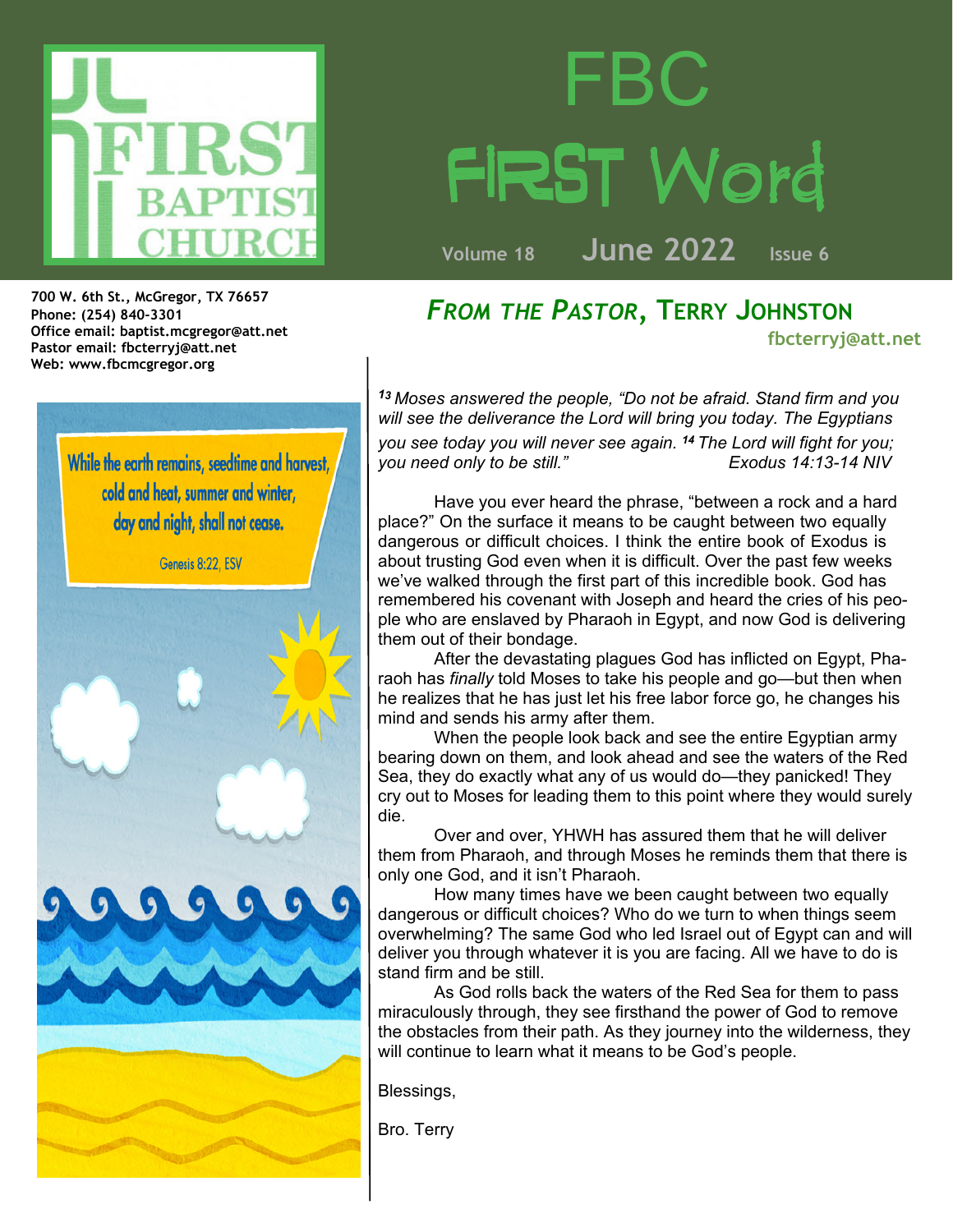# FBC First Word

**Volume 18** **June 2022** **Issue 6**

**700 W. 6th St., McGregor, TX 76657**
**Phone: (254) 840-3301**
**Office email: baptist.mcgregor@att.net**
**Pastor email: fbcterryj@att.net**
**Web: www.fbcmcgregor.org**

While the earth remains, seedtime and harvest, cold and heat, summer and winter, day and night, shall not cease.

Genesis 8:22, ESV

## *From the Pastor*, Terry Johnston

**fbcterryj@att.net**

*[13] Moses answered the people, "Do not be afraid. Stand firm and you will see the deliverance the Lord will bring you today. The Egyptians you see today you will never see again. [14] The Lord will fight for you; you need only to be still."* *Exodus 14:13-14 NIV*

Have you ever heard the phrase, "between a rock and a hard place?" On the surface it means to be caught between two equally dangerous or difficult choices. I think the entire book of Exodus is about trusting God even when it is difficult. Over the past few weeks we've walked through the first part of this incredible book. God has remembered his covenant with Joseph and heard the cries of his people who are enslaved by Pharaoh in Egypt, and now God is delivering them out of their bondage.

After the devastating plagues God has inflicted on Egypt, Pharaoh has *finally* told Moses to take his people and go—but then when he realizes that he has just let his free labor force go, he changes his mind and sends his army after them.

When the people look back and see the entire Egyptian army bearing down on them, and look ahead and see the waters of the Red Sea, they do exactly what any of us would do—they panicked! They cry out to Moses for leading them to this point where they would surely die.

Over and over, YHWH has assured them that he will deliver them from Pharaoh, and through Moses he reminds them that there is only one God, and it isn't Pharaoh.

How many times have we been caught between two equally dangerous or difficult choices? Who do we turn to when things seem overwhelming? The same God who led Israel out of Egypt can and will deliver you through whatever it is you are facing. All we have to do is stand firm and be still.

As God rolls back the waters of the Red Sea for them to pass miraculously through, they see firsthand the power of God to remove the obstacles from their path. As they journey into the wilderness, they will continue to learn what it means to be God's people.

Blessings,

Bro. Terry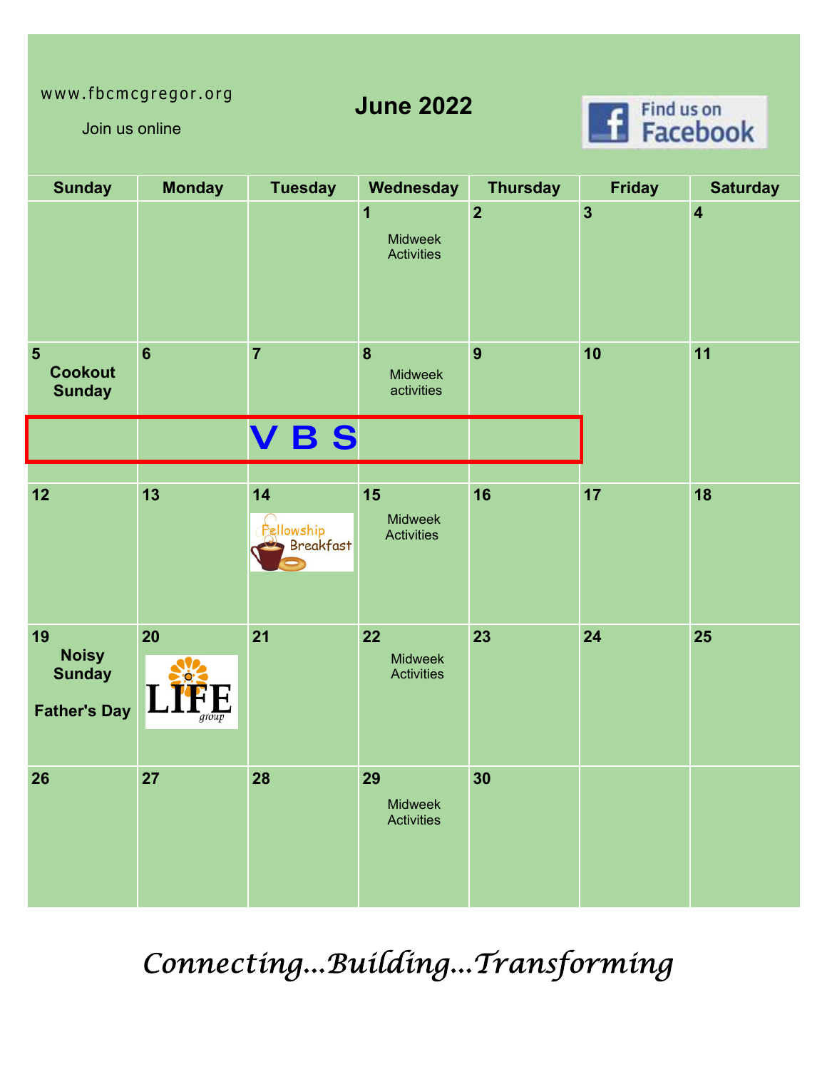www.fbcmcgregor.org

Join us online

# June 2022

Find us on Facebook

| Sunday | Monday | Tuesday | Wednesday | Thursday | Friday | Saturday |
|---|---|---|---|---|---|---|
| | | | 1 Midweek Activities | 2 | 3 | 4 |
| 5 **Cookout Sunday** | 6 | 7 | 8 Midweek activities | 9 | 10 | 11 |
| | | **V B S** | | | | |
| 12 | 13 | 14 Fellowship Breakfast | 15 Midweek Activities | 16 | 17 | 18 |
| 19 **Noisy Sunday** **Father's Day** | 20 LIFE group | 21 | 22 Midweek Activities | 23 | 24 | 25 |
| 26 | 27 | 28 | 29 Midweek Activities | 30 | | |

*Connecting...Building...Transforming*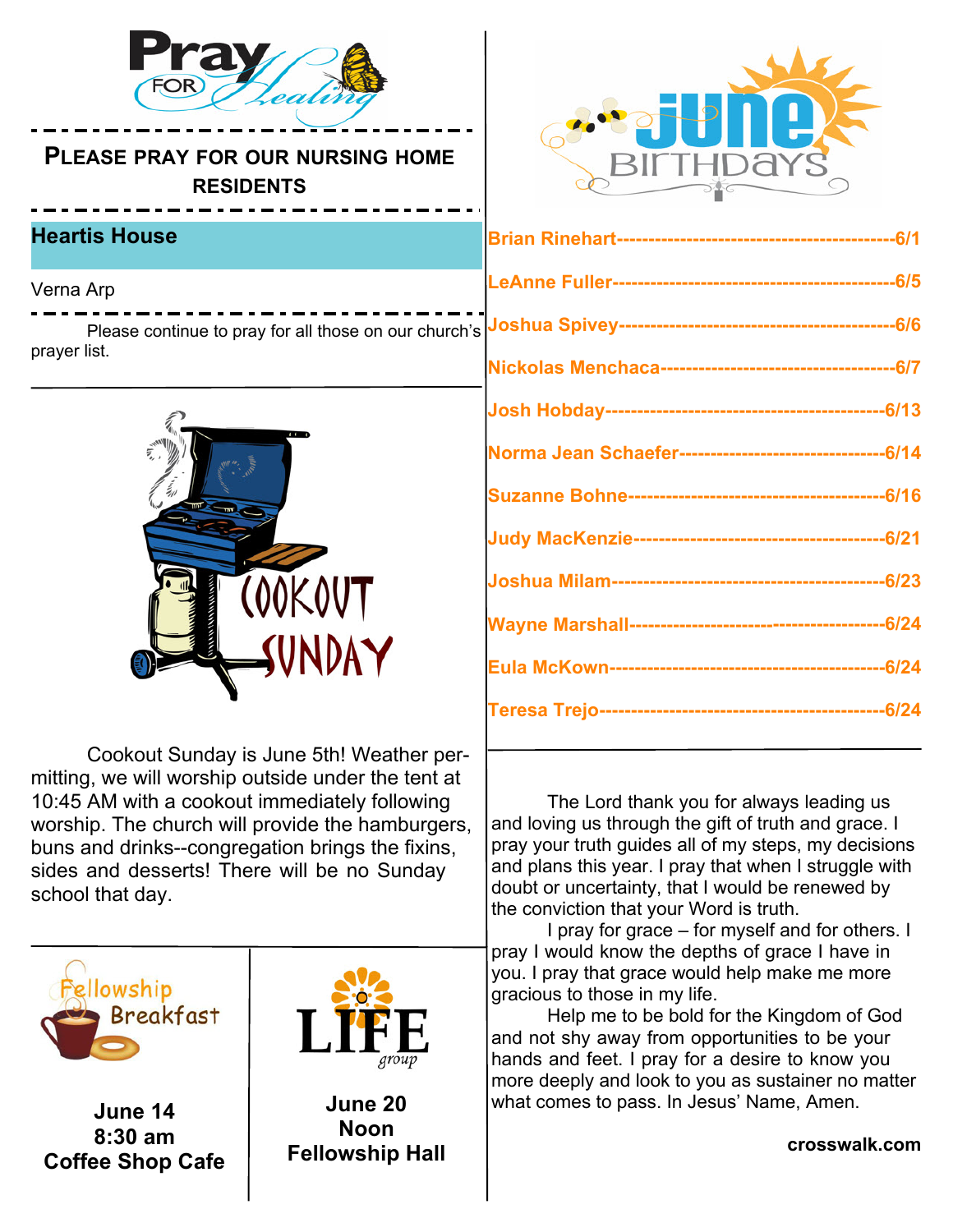# Pray for Healing

## Please pray for our nursing home residents

### Heartis House

Verna Arp

Please continue to pray for all those on our church's prayer list.

## Cookout Sunday

Cookout Sunday is June 5th! Weather permitting, we will worship outside under the tent at 10:45 AM with a cookout immediately following worship. The church will provide the hamburgers, buns and drinks--congregation brings the fixins, sides and desserts! There will be no Sunday school that day.

## Fellowship Breakfast

**June 14**
**8:30 am**
**Coffee Shop Cafe**

## LIFE group

**June 20**
**Noon**
**Fellowship Hall**

## June Birthdays

Brian Rinehart------------------------------------------6/1

LeAnne Fuller-------------------------------------------6/5

Joshua Spivey-------------------------------------------6/6

Nickolas Menchaca-----------------------------------6/7

Josh Hobday--------------------------------------------6/13

Norma Jean Schaefer-------------------------------6/14

Suzanne Bohne-----------------------------------------6/16

Judy MacKenzie---------------------------------------6/21

Joshua Milam--------------------------------------------6/23

Wayne Marshall-----------------------------------------6/24

Eula McKown----------------------------------------------6/24

Teresa Trejo-----------------------------------------------6/24

The Lord thank you for always leading us and loving us through the gift of truth and grace. I pray your truth guides all of my steps, my decisions and plans this year. I pray that when I struggle with doubt or uncertainty, that I would be renewed by the conviction that your Word is truth.

I pray for grace – for myself and for others. I pray I would know the depths of grace I have in you. I pray that grace would help make me more gracious to those in my life.

Help me to be bold for the Kingdom of God and not shy away from opportunities to be your hands and feet. I pray for a desire to know you more deeply and look to you as sustainer no matter what comes to pass. In Jesus' Name, Amen.

**crosswalk.com**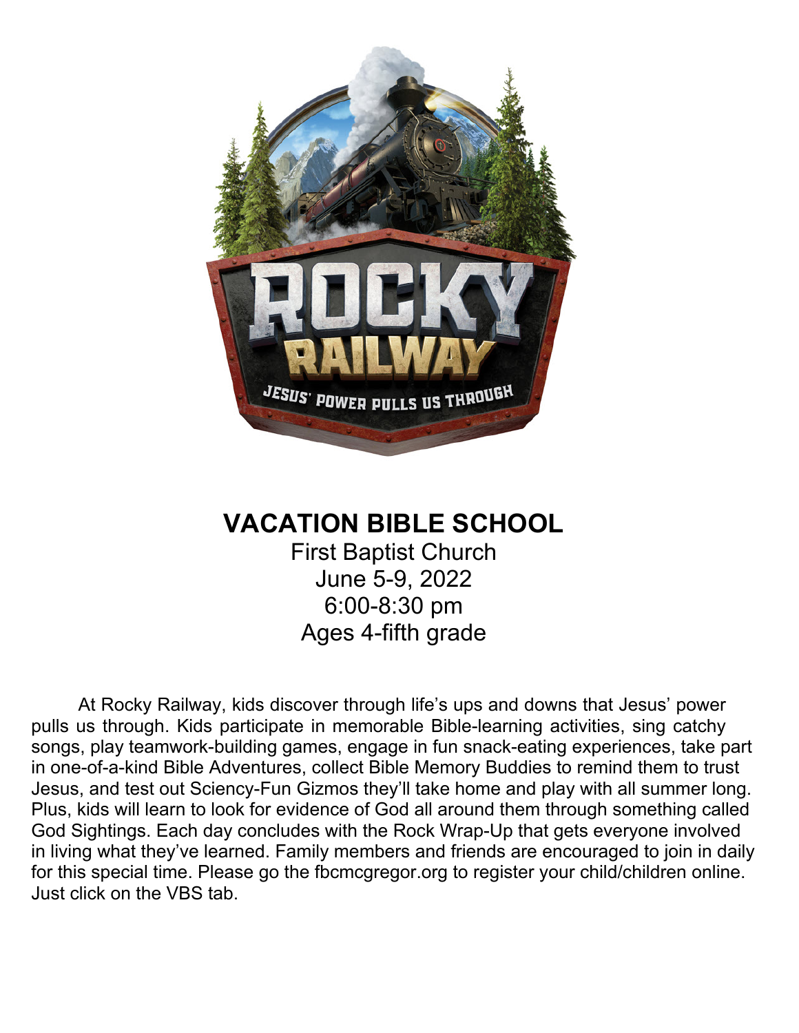# VACATION BIBLE SCHOOL

First Baptist Church
June 5-9, 2022
6:00-8:30 pm
Ages 4-fifth grade

At Rocky Railway, kids discover through life's ups and downs that Jesus' power pulls us through. Kids participate in memorable Bible-learning activities, sing catchy songs, play teamwork-building games, engage in fun snack-eating experiences, take part in one-of-a-kind Bible Adventures, collect Bible Memory Buddies to remind them to trust Jesus, and test out Sciency-Fun Gizmos they'll take home and play with all summer long. Plus, kids will learn to look for evidence of God all around them through something called God Sightings. Each day concludes with the Rock Wrap-Up that gets everyone involved in living what they've learned. Family members and friends are encouraged to join in daily for this special time. Please go the fbcmcgregor.org to register your child/children online. Just click on the VBS tab.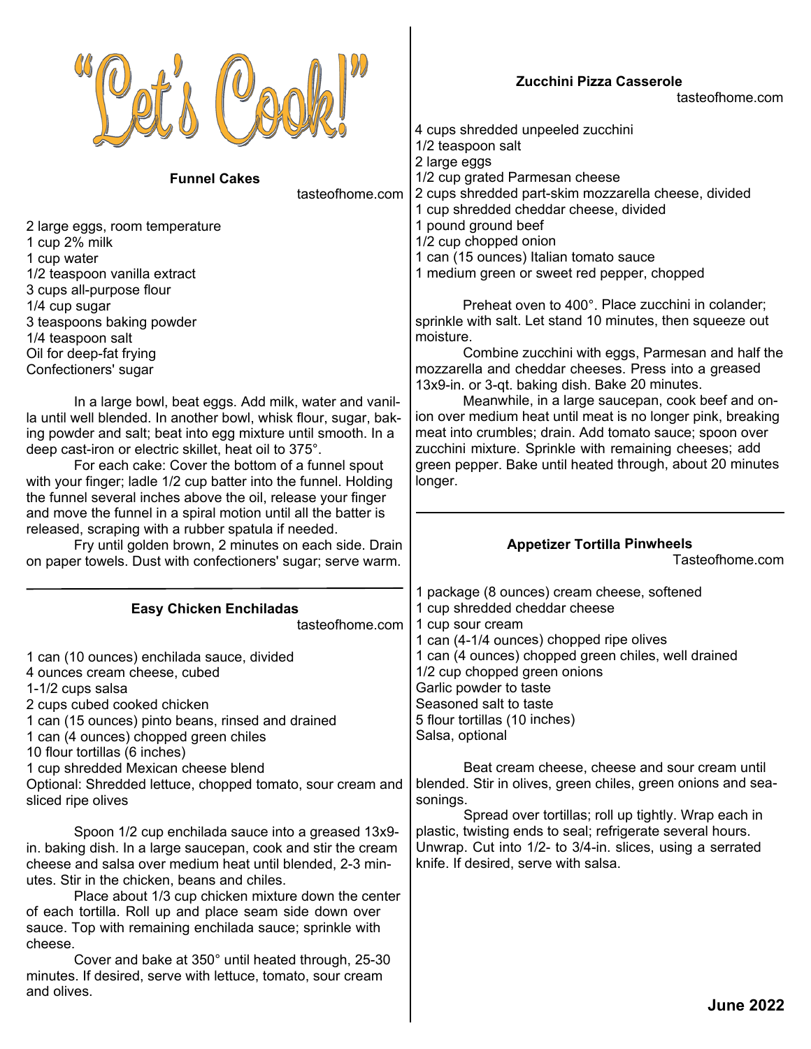# "Let's Cook!"

## Funnel Cakes

tasteofhome.com

2 large eggs, room temperature
1 cup 2% milk
1 cup water
1/2 teaspoon vanilla extract
3 cups all-purpose flour
1/4 cup sugar
3 teaspoons baking powder
1/4 teaspoon salt
Oil for deep-fat frying
Confectioners' sugar

In a large bowl, beat eggs. Add milk, water and vanilla until well blended. In another bowl, whisk flour, sugar, baking powder and salt; beat into egg mixture until smooth. In a deep cast-iron or electric skillet, heat oil to 375°.

For each cake: Cover the bottom of a funnel spout with your finger; ladle 1/2 cup batter into the funnel. Holding the funnel several inches above the oil, release your finger and move the funnel in a spiral motion until all the batter is released, scraping with a rubber spatula if needed.

Fry until golden brown, 2 minutes on each side. Drain on paper towels. Dust with confectioners' sugar; serve warm.

---

## Easy Chicken Enchiladas

tasteofhome.com

1 can (10 ounces) enchilada sauce, divided
4 ounces cream cheese, cubed
1-1/2 cups salsa
2 cups cubed cooked chicken
1 can (15 ounces) pinto beans, rinsed and drained
1 can (4 ounces) chopped green chiles
10 flour tortillas (6 inches)
1 cup shredded Mexican cheese blend
Optional: Shredded lettuce, chopped tomato, sour cream and sliced ripe olives

Spoon 1/2 cup enchilada sauce into a greased 13x9-in. baking dish. In a large saucepan, cook and stir the cream cheese and salsa over medium heat until blended, 2-3 minutes. Stir in the chicken, beans and chiles.

Place about 1/3 cup chicken mixture down the center of each tortilla. Roll up and place seam side down over sauce. Top with remaining enchilada sauce; sprinkle with cheese.

Cover and bake at 350° until heated through, 25-30 minutes. If desired, serve with lettuce, tomato, sour cream and olives.

## Zucchini Pizza Casserole

tasteofhome.com

4 cups shredded unpeeled zucchini
1/2 teaspoon salt
2 large eggs
1/2 cup grated Parmesan cheese
2 cups shredded part-skim mozzarella cheese, divided
1 cup shredded cheddar cheese, divided
1 pound ground beef
1/2 cup chopped onion
1 can (15 ounces) Italian tomato sauce
1 medium green or sweet red pepper, chopped

Preheat oven to 400°. Place zucchini in colander; sprinkle with salt. Let stand 10 minutes, then squeeze out moisture.

Combine zucchini with eggs, Parmesan and half the mozzarella and cheddar cheeses. Press into a greased 13x9-in. or 3-qt. baking dish. Bake 20 minutes.

Meanwhile, in a large saucepan, cook beef and onion over medium heat until meat is no longer pink, breaking meat into crumbles; drain. Add tomato sauce; spoon over zucchini mixture. Sprinkle with remaining cheeses; add green pepper. Bake until heated through, about 20 minutes longer.

---

## Appetizer Tortilla Pinwheels

Tasteofhome.com

1 package (8 ounces) cream cheese, softened
1 cup shredded cheddar cheese
1 cup sour cream
1 can (4-1/4 ounces) chopped ripe olives
1 can (4 ounces) chopped green chiles, well drained
1/2 cup chopped green onions
Garlic powder to taste
Seasoned salt to taste
5 flour tortillas (10 inches)
Salsa, optional

Beat cream cheese, cheese and sour cream until blended. Stir in olives, green chiles, green onions and seasonings.

Spread over tortillas; roll up tightly. Wrap each in plastic, twisting ends to seal; refrigerate several hours. Unwrap. Cut into 1/2- to 3/4-in. slices, using a serrated knife. If desired, serve with salsa.

**June 2022**